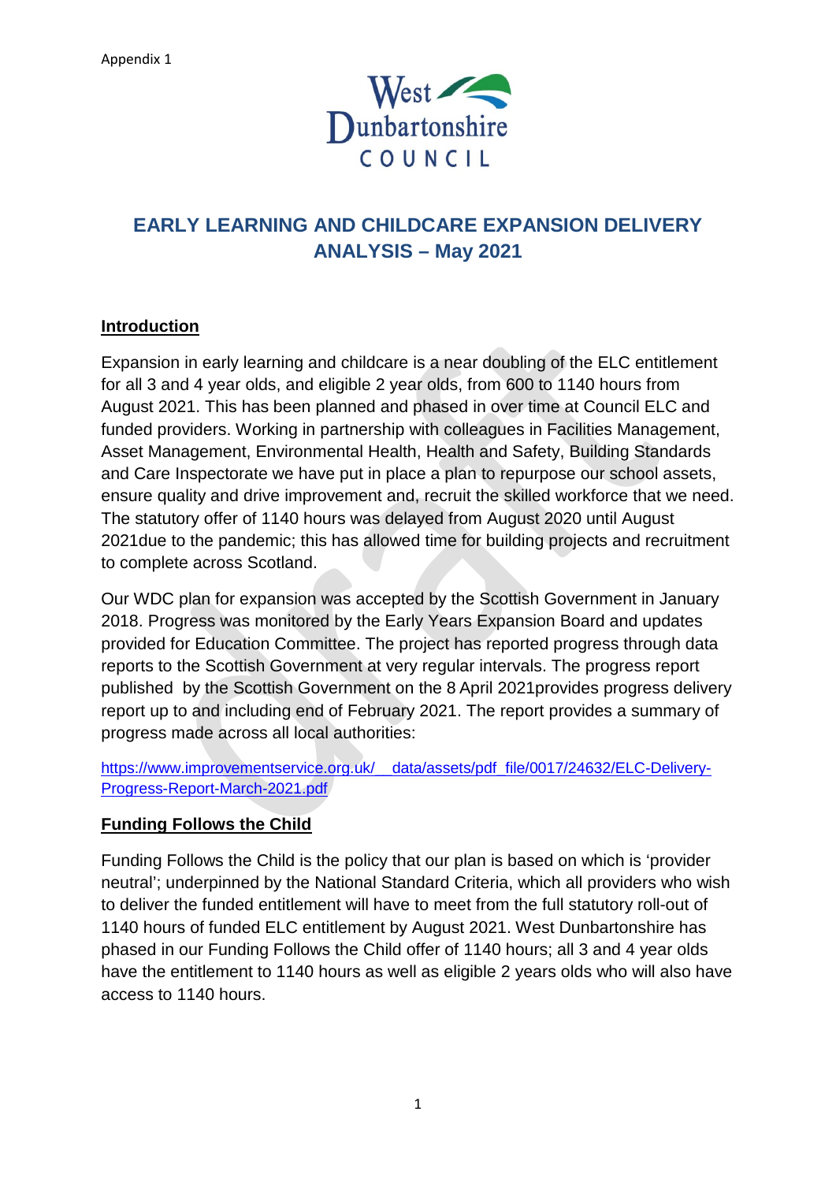Appendix 1

West Dunbartonshire COUNCIL

# EARLY LEARNING AND CHILDCARE EXPANSION DELIVERY ANALYSIS – May 2021

## Introduction

Expansion in early learning and childcare is a near doubling of the ELC entitlement for all 3 and 4 year olds, and eligible 2 year olds, from 600 to 1140 hours from August 2021. This has been planned and phased in over time at Council ELC and funded providers. Working in partnership with colleagues in Facilities Management, Asset Management, Environmental Health, Health and Safety, Building Standards and Care Inspectorate we have put in place a plan to repurpose our school assets, ensure quality and drive improvement and, recruit the skilled workforce that we need. The statutory offer of 1140 hours was delayed from August 2020 until August 2021due to the pandemic; this has allowed time for building projects and recruitment to complete across Scotland.

Our WDC plan for expansion was accepted by the Scottish Government in January 2018. Progress was monitored by the Early Years Expansion Board and updates provided for Education Committee. The project has reported progress through data reports to the Scottish Government at very regular intervals. The progress report published by the Scottish Government on the 8 April 2021provides progress delivery report up to and including end of February 2021. The report provides a summary of progress made across all local authorities:

https://www.improvementservice.org.uk/__data/assets/pdf_file/0017/24632/ELC-Delivery-Progress-Report-March-2021.pdf

## Funding Follows the Child

Funding Follows the Child is the policy that our plan is based on which is 'provider neutral'; underpinned by the National Standard Criteria, which all providers who wish to deliver the funded entitlement will have to meet from the full statutory roll-out of 1140 hours of funded ELC entitlement by August 2021. West Dunbartonshire has phased in our Funding Follows the Child offer of 1140 hours; all 3 and 4 year olds have the entitlement to 1140 hours as well as eligible 2 years olds who will also have access to 1140 hours.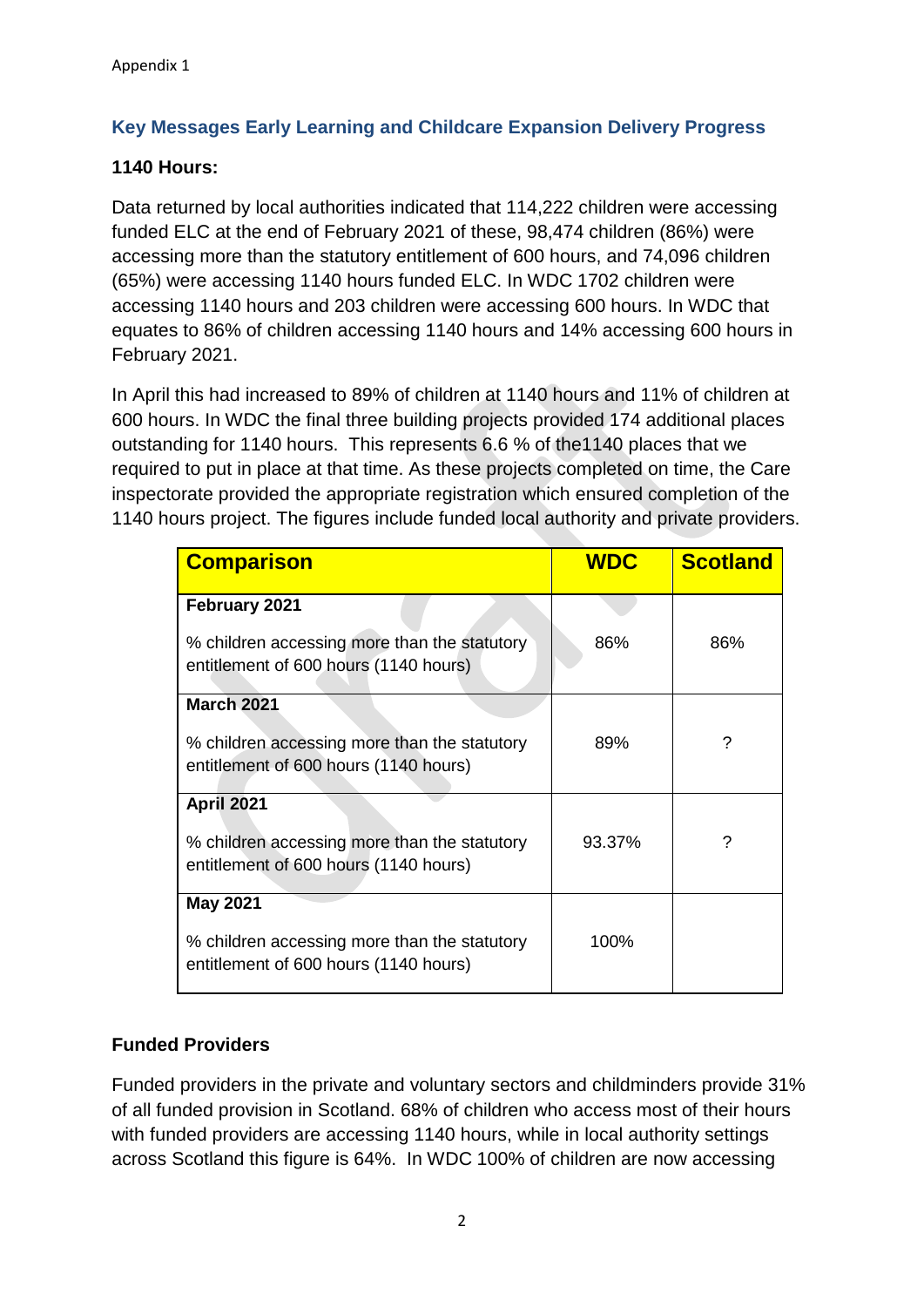Appendix 1

## Key Messages Early Learning and Childcare Expansion Delivery Progress

**1140 Hours:**

Data returned by local authorities indicated that 114,222 children were accessing funded ELC at the end of February 2021 of these, 98,474 children (86%) were accessing more than the statutory entitlement of 600 hours, and 74,096 children (65%) were accessing 1140 hours funded ELC. In WDC 1702 children were accessing 1140 hours and 203 children were accessing 600 hours. In WDC that equates to 86% of children accessing 1140 hours and 14% accessing 600 hours in February 2021.

In April this had increased to 89% of children at 1140 hours and 11% of children at 600 hours. In WDC the final three building projects provided 174 additional places outstanding for 1140 hours. This represents 6.6 % of the1140 places that we required to put in place at that time. As these projects completed on time, the Care inspectorate provided the appropriate registration which ensured completion of the 1140 hours project. The figures include funded local authority and private providers.

| Comparison | WDC | Scotland |
|---|---|---|
| **February 2021**<br>% children accessing more than the statutory entitlement of 600 hours (1140 hours) | 86% | 86% |
| **March 2021**<br>% children accessing more than the statutory entitlement of 600 hours (1140 hours) | 89% | ? |
| **April 2021**<br>% children accessing more than the statutory entitlement of 600 hours (1140 hours) | 93.37% | ? |
| **May 2021**<br>% children accessing more than the statutory entitlement of 600 hours (1140 hours) | 100% | |

**Funded Providers**

Funded providers in the private and voluntary sectors and childminders provide 31% of all funded provision in Scotland. 68% of children who access most of their hours with funded providers are accessing 1140 hours, while in local authority settings across Scotland this figure is 64%. In WDC 100% of children are now accessing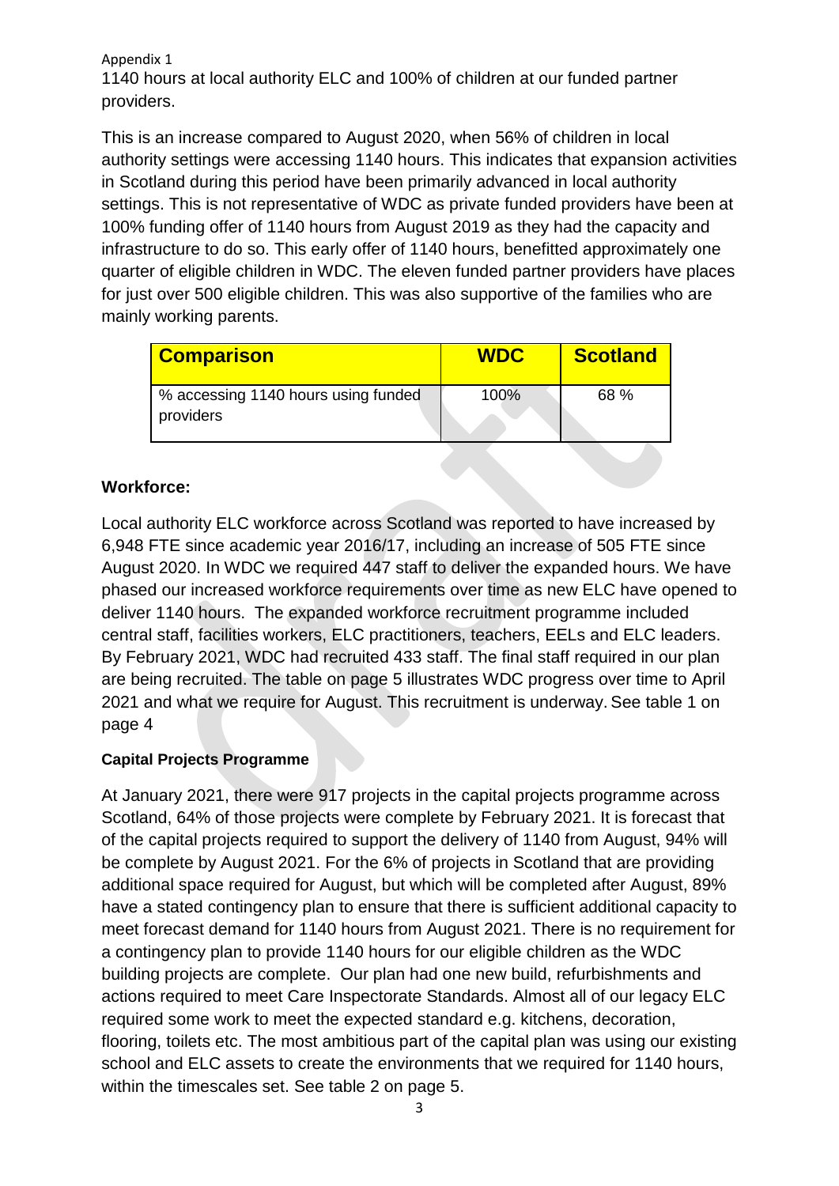1140 hours at local authority ELC and 100% of children at our funded partner providers.

This is an increase compared to August 2020, when 56% of children in local authority settings were accessing 1140 hours. This indicates that expansion activities in Scotland during this period have been primarily advanced in local authority settings. This is not representative of WDC as private funded providers have been at 100% funding offer of 1140 hours from August 2019 as they had the capacity and infrastructure to do so. This early offer of 1140 hours, benefitted approximately one quarter of eligible children in WDC. The eleven funded partner providers have places for just over 500 eligible children. This was also supportive of the families who are mainly working parents.

| Comparison | WDC | Scotland |
|---|---|---|
| % accessing 1140 hours using funded providers | 100% | 68 % |

**Workforce:**

Local authority ELC workforce across Scotland was reported to have increased by 6,948 FTE since academic year 2016/17, including an increase of 505 FTE since August 2020. In WDC we required 447 staff to deliver the expanded hours. We have phased our increased workforce requirements over time as new ELC have opened to deliver 1140 hours. The expanded workforce recruitment programme included central staff, facilities workers, ELC practitioners, teachers, EELs and ELC leaders. By February 2021, WDC had recruited 433 staff. The final staff required in our plan are being recruited. The table on page 5 illustrates WDC progress over time to April 2021 and what we require for August. This recruitment is underway. See table 1 on page 4

**Capital Projects Programme**

At January 2021, there were 917 projects in the capital projects programme across Scotland, 64% of those projects were complete by February 2021. It is forecast that of the capital projects required to support the delivery of 1140 from August, 94% will be complete by August 2021. For the 6% of projects in Scotland that are providing additional space required for August, but which will be completed after August, 89% have a stated contingency plan to ensure that there is sufficient additional capacity to meet forecast demand for 1140 hours from August 2021. There is no requirement for a contingency plan to provide 1140 hours for our eligible children as the WDC building projects are complete. Our plan had one new build, refurbishments and actions required to meet Care Inspectorate Standards. Almost all of our legacy ELC required some work to meet the expected standard e.g. kitchens, decoration, flooring, toilets etc. The most ambitious part of the capital plan was using our existing school and ELC assets to create the environments that we required for 1140 hours, within the timescales set. See table 2 on page 5.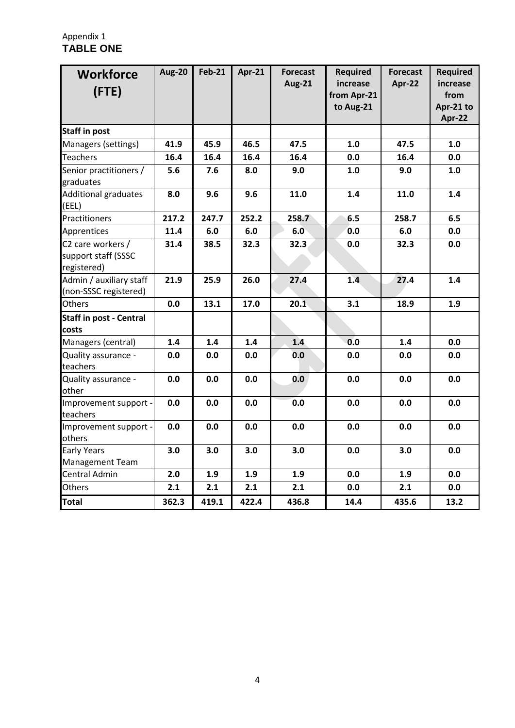Appendix 1

**TABLE ONE**

| **Workforce (FTE)** | **Aug-20** | **Feb-21** | **Apr-21** | **Forecast Aug-21** | **Required increase from Apr-21 to Aug-21** | **Forecast Apr-22** | **Required increase from Apr-21 to Apr-22** |
|---|---|---|---|---|---|---|---|
| **Staff in post** | | | | | | | |
| Managers (settings) | **41.9** | **45.9** | **46.5** | **47.5** | **1.0** | **47.5** | **1.0** |
| Teachers | **16.4** | **16.4** | **16.4** | **16.4** | **0.0** | **16.4** | **0.0** |
| Senior practitioners / graduates | **5.6** | **7.6** | **8.0** | **9.0** | **1.0** | **9.0** | **1.0** |
| Additional graduates (EEL) | **8.0** | **9.6** | **9.6** | **11.0** | **1.4** | **11.0** | **1.4** |
| Practitioners | **217.2** | **247.7** | **252.2** | **258.7** | **6.5** | **258.7** | **6.5** |
| Apprentices | **11.4** | **6.0** | **6.0** | **6.0** | **0.0** | **6.0** | **0.0** |
| C2 care workers / support staff (SSSC registered) | **31.4** | **38.5** | **32.3** | **32.3** | **0.0** | **32.3** | **0.0** |
| Admin / auxiliary staff (non-SSSC registered) | **21.9** | **25.9** | **26.0** | **27.4** | **1.4** | **27.4** | **1.4** |
| Others | **0.0** | **13.1** | **17.0** | **20.1** | **3.1** | **18.9** | **1.9** |
| **Staff in post - Central costs** | | | | | | | |
| Managers (central) | **1.4** | **1.4** | **1.4** | **1.4** | **0.0** | **1.4** | **0.0** |
| Quality assurance - teachers | **0.0** | **0.0** | **0.0** | **0.0** | **0.0** | **0.0** | **0.0** |
| Quality assurance - other | **0.0** | **0.0** | **0.0** | **0.0** | **0.0** | **0.0** | **0.0** |
| Improvement support - teachers | **0.0** | **0.0** | **0.0** | **0.0** | **0.0** | **0.0** | **0.0** |
| Improvement support - others | **0.0** | **0.0** | **0.0** | **0.0** | **0.0** | **0.0** | **0.0** |
| Early Years Management Team | **3.0** | **3.0** | **3.0** | **3.0** | **0.0** | **3.0** | **0.0** |
| Central Admin | **2.0** | **1.9** | **1.9** | **1.9** | **0.0** | **1.9** | **0.0** |
| Others | **2.1** | **2.1** | **2.1** | **2.1** | **0.0** | **2.1** | **0.0** |
| **Total** | **362.3** | **419.1** | **422.4** | **436.8** | **14.4** | **435.6** | **13.2** |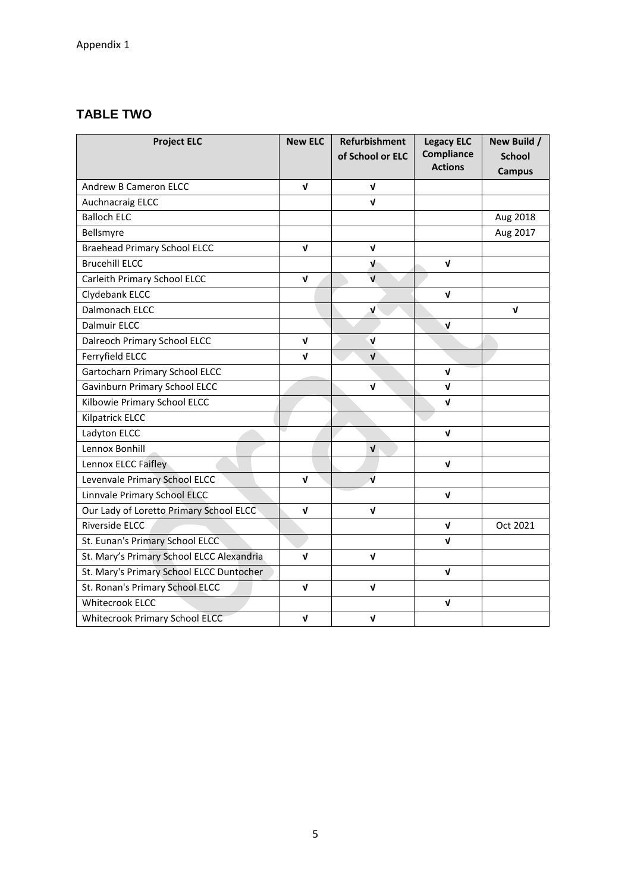Appendix 1

## TABLE TWO

| Project ELC | New ELC | Refurbishment of School or ELC | Legacy ELC Compliance Actions | New Build / School Campus |
|---|---|---|---|---|
| Andrew B Cameron ELCC | √ | √ | | |
| Auchnacraig ELCC | | √ | | |
| Balloch ELC | | | | Aug 2018 |
| Bellsmyre | | | | Aug 2017 |
| Braehead Primary School ELCC | √ | √ | | |
| Brucehill ELCC | | √ | √ | |
| Carleith Primary School ELCC | √ | √ | | |
| Clydebank ELCC | | | √ | |
| Dalmonach ELCC | | √ | | √ |
| Dalmuir ELCC | | | √ | |
| Dalreoch Primary School ELCC | √ | √ | | |
| Ferryfield ELCC | √ | √ | | |
| Gartocharn Primary School ELCC | | | √ | |
| Gavinburn Primary School ELCC | | √ | √ | |
| Kilbowie Primary School ELCC | | | √ | |
| Kilpatrick ELCC | | | | |
| Ladyton ELCC | | | √ | |
| Lennox Bonhill | | √ | | |
| Lennox ELCC Faifley | | | √ | |
| Levenvale Primary School ELCC | √ | √ | | |
| Linnvale Primary School ELCC | | | √ | |
| Our Lady of Loretto Primary School ELCC | √ | √ | | |
| Riverside ELCC | | | √ | Oct 2021 |
| St. Eunan's Primary School ELCC | | | √ | |
| St. Mary's Primary School ELCC Alexandria | √ | √ | | |
| St. Mary's Primary School ELCC Duntocher | | | √ | |
| St. Ronan's Primary School ELCC | √ | √ | | |
| Whitecrook ELCC | | | √ | |
| Whitecrook Primary School ELCC | √ | √ | | |